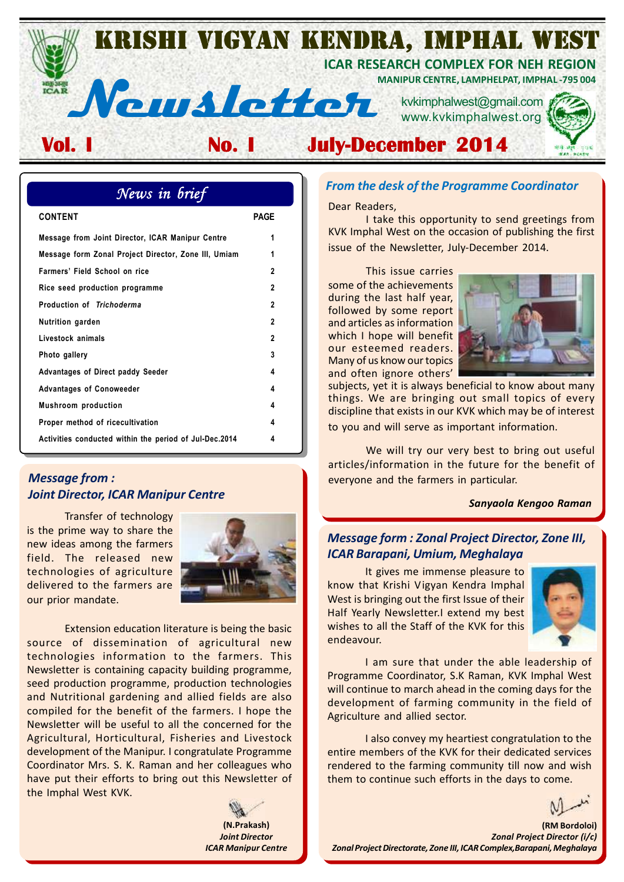# KRISHI VIGYAN KENDRA, IMPHAL WEST

**ICAR RESEARCH COMPLEX FOR NEH REGION**
**MANIPUR CENTRE, LAMPHELPAT, IMPHAL -795 004**

# Newsletter

kvkimphalwest@gmail.com
www.kvkimphalwest.org

**Vol. I No. I July-December 2014**

## News in brief

| CONTENT | PAGE |
|---|---|
| Message from Joint Director, ICAR Manipur Centre | 1 |
| Message form Zonal Project Director, Zone III, Umiam | 1 |
| Farmers' Field School on rice | 2 |
| Rice seed production programme | 2 |
| Production of *Trichoderma* | 2 |
| Nutrition garden | 2 |
| Livestock animals | 2 |
| Photo gallery | 3 |
| Advantages of Direct paddy Seeder | 4 |
| Advantages of Conoweeder | 4 |
| Mushroom production | 4 |
| Proper method of ricecultivation | 4 |
| Activities conducted within the period of Jul-Dec.2014 | 4 |

## *Message from : Joint Director, ICAR Manipur Centre*

Transfer of technology is the prime way to share the new ideas among the farmers field. The released new technologies of agriculture delivered to the farmers are our prior mandate.

Extension education literature is being the basic source of dissemination of agricultural new technologies information to the farmers. This Newsletter is containing capacity building programme, seed production programme, production technologies and Nutritional gardening and allied fields are also compiled for the benefit of the farmers. I hope the Newsletter will be useful to all the concerned for the Agricultural, Horticultural, Fisheries and Livestock development of the Manipur. I congratulate Programme Coordinator Mrs. S. K. Raman and her colleagues who have put their efforts to bring out this Newsletter of the Imphal West KVK.

**(N.Prakash)**
***Joint Director***
***ICAR Manipur Centre***

## *From the desk of the Programme Coordinator*

Dear Readers,

I take this opportunity to send greetings from KVK Imphal West on the occasion of publishing the first issue of the Newsletter, July-December 2014.

This issue carries some of the achievements during the last half year, followed by some report and articles as information which I hope will benefit our esteemed readers. Many of us know our topics and often ignore others' subjects, yet it is always beneficial to know about many things. We are bringing out small topics of every discipline that exists in our KVK which may be of interest to you and will serve as important information.

We will try our very best to bring out useful articles/information in the future for the benefit of everyone and the farmers in particular.

***Sanyaola Kengoo Raman***

## *Message form : Zonal Project Director, Zone III, ICAR Barapani, Umium, Meghalaya*

It gives me immense pleasure to know that Krishi Vigyan Kendra Imphal West is bringing out the first Issue of their Half Yearly Newsletter.I extend my best wishes to all the Staff of the KVK for this endeavour.

I am sure that under the able leadership of Programme Coordinator, S.K Raman, KVK Imphal West will continue to march ahead in the coming days for the development of farming community in the field of Agriculture and allied sector.

I also convey my heartiest congratulation to the entire members of the KVK for their dedicated services rendered to the farming community till now and wish them to continue such efforts in the days to come.

**(RM Bordoloi)**
***Zonal Project Director (i/c)***
***Zonal Project Directorate, Zone III, ICAR Complex,Barapani, Meghalaya***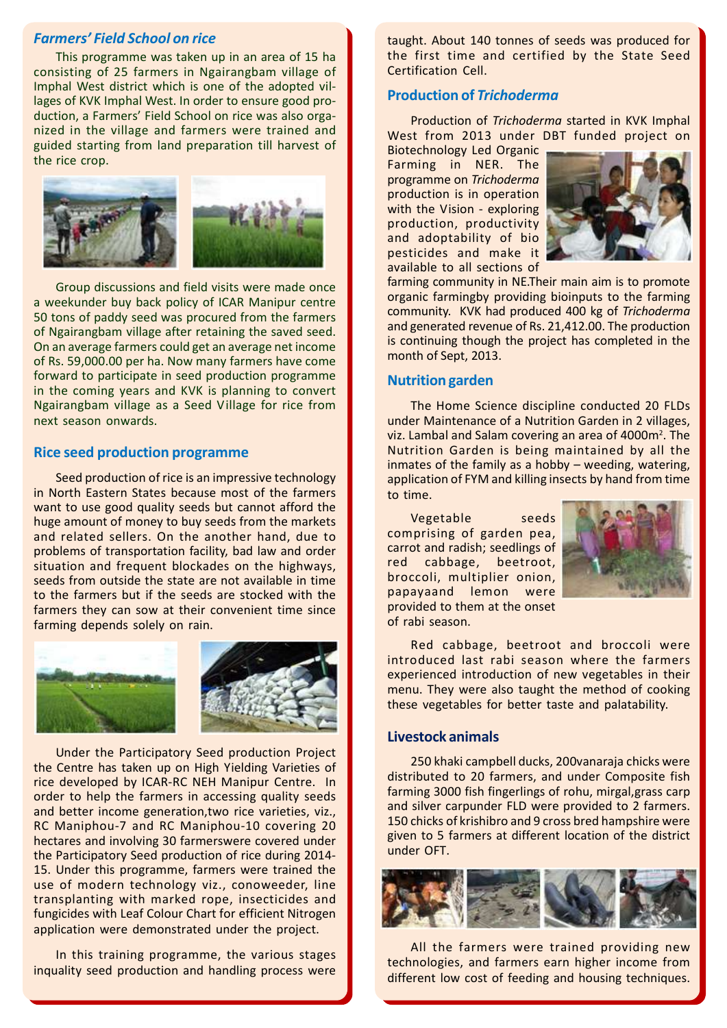## *Farmers' Field School on rice*

This programme was taken up in an area of 15 ha consisting of 25 farmers in Ngairangbam village of Imphal West district which is one of the adopted villages of KVK Imphal West. In order to ensure good production, a Farmers' Field School on rice was also organized in the village and farmers were trained and guided starting from land preparation till harvest of the rice crop.

Group discussions and field visits were made once a weekunder buy back policy of ICAR Manipur centre 50 tons of paddy seed was procured from the farmers of Ngairangbam village after retaining the saved seed. On an average farmers could get an average net income of Rs. 59,000.00 per ha. Now many farmers have come forward to participate in seed production programme in the coming years and KVK is planning to convert Ngairangbam village as a Seed Village for rice from next season onwards.

## Rice seed production programme

Seed production of rice is an impressive technology in North Eastern States because most of the farmers want to use good quality seeds but cannot afford the huge amount of money to buy seeds from the markets and related sellers. On the another hand, due to problems of transportation facility, bad law and order situation and frequent blockades on the highways, seeds from outside the state are not available in time to the farmers but if the seeds are stocked with the farmers they can sow at their convenient time since farming depends solely on rain.

Under the Participatory Seed production Project the Centre has taken up on High Yielding Varieties of rice developed by ICAR-RC NEH Manipur Centre. In order to help the farmers in accessing quality seeds and better income generation,two rice varieties, viz., RC Maniphou-7 and RC Maniphou-10 covering 20 hectares and involving 30 farmerswere covered under the Participatory Seed production of rice during 2014-15. Under this programme, farmers were trained the use of modern technology viz., conoweeder, line transplanting with marked rope, insecticides and fungicides with Leaf Colour Chart for efficient Nitrogen application were demonstrated under the project.

In this training programme, the various stages inquality seed production and handling process were taught. About 140 tonnes of seeds was produced for the first time and certified by the State Seed Certification Cell.

## Production of *Trichoderma*

Production of *Trichoderma* started in KVK Imphal West from 2013 under DBT funded project on Biotechnology Led Organic Farming in NER. The programme on *Trichoderma* production is in operation with the Vision - exploring production, productivity and adoptability of bio pesticides and make it available to all sections of farming community in NE.Their main aim is to promote organic farmingby providing bioinputs to the farming community. KVK had produced 400 kg of *Trichoderma* and generated revenue of Rs. 21,412.00. The production is continuing though the project has completed in the month of Sept, 2013.

## Nutrition garden

The Home Science discipline conducted 20 FLDs under Maintenance of a Nutrition Garden in 2 villages, viz. Lambal and Salam covering an area of 4000m$^2$. The Nutrition Garden is being maintained by all the inmates of the family as a hobby – weeding, watering, application of FYM and killing insects by hand from time to time.

Vegetable seeds comprising of garden pea, carrot and radish; seedlings of red cabbage, beetroot, broccoli, multiplier onion, papayaand lemon were provided to them at the onset of rabi season.

Red cabbage, beetroot and broccoli were introduced last rabi season where the farmers experienced introduction of new vegetables in their menu. They were also taught the method of cooking these vegetables for better taste and palatability.

## Livestock animals

250 khaki campbell ducks, 200vanaraja chicks were distributed to 20 farmers, and under Composite fish farming 3000 fish fingerlings of rohu, mirgal,grass carp and silver carpunder FLD were provided to 2 farmers. 150 chicks of krishibro and 9 cross bred hampshire were given to 5 farmers at different location of the district under OFT.

All the farmers were trained providing new technologies, and farmers earn higher income from different low cost of feeding and housing techniques.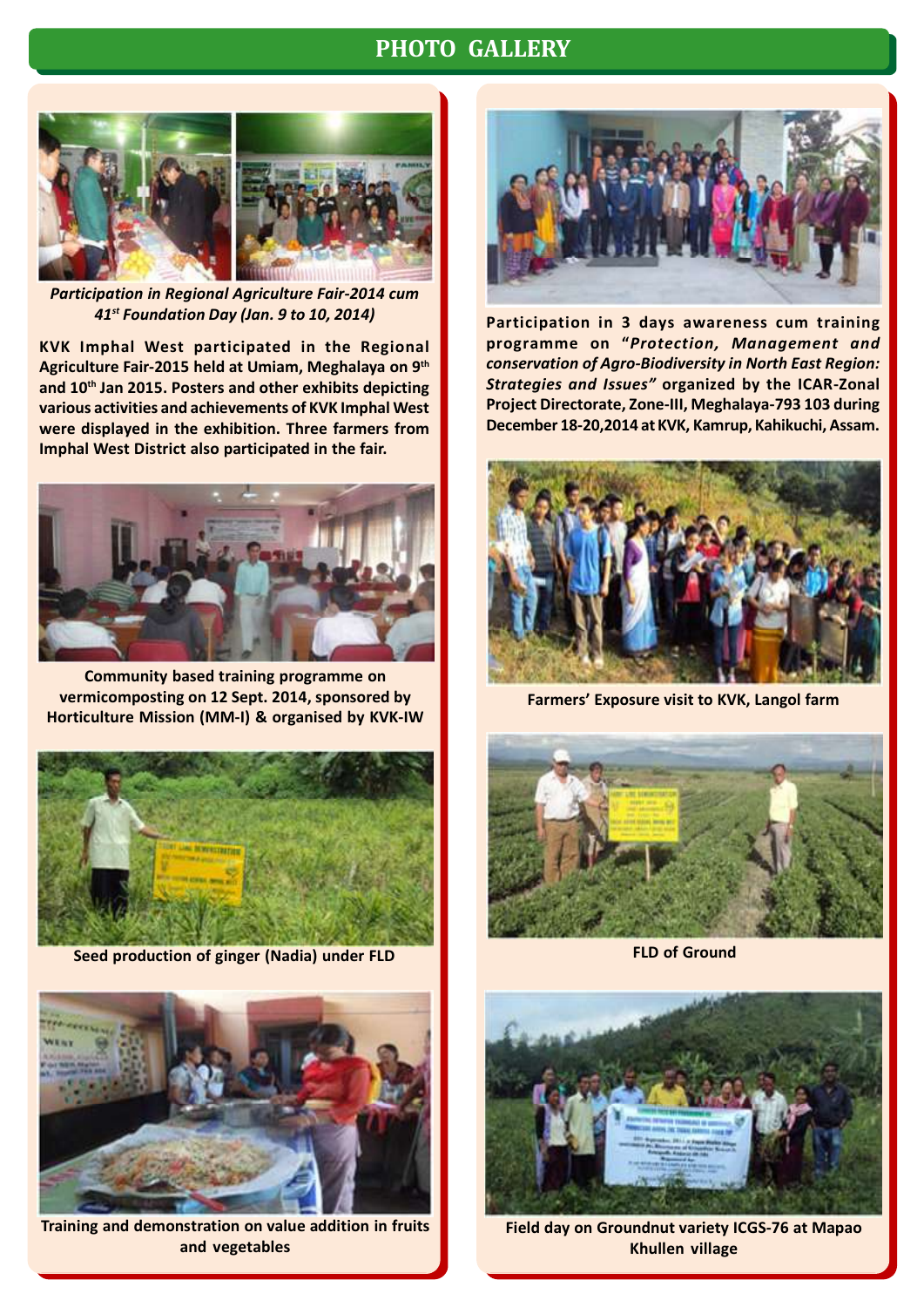# PHOTO GALLERY

*Participation in Regional Agriculture Fair-2014 cum 41st Foundation Day (Jan. 9 to 10, 2014)*

**KVK Imphal West participated in the Regional Agriculture Fair-2015 held at Umiam, Meghalaya on 9th and 10th Jan 2015. Posters and other exhibits depicting various activities and achievements of KVK Imphal West were displayed in the exhibition. Three farmers from Imphal West District also participated in the fair.**

**Community based training programme on vermicomposting on 12 Sept. 2014, sponsored by Horticulture Mission (MM-I) & organised by KVK-IW**

**Seed production of ginger (Nadia) under FLD**

**Training and demonstration on value addition in fruits and vegetables**

**Participation in 3 days awareness cum training programme on "*Protection, Management and conservation of Agro-Biodiversity in North East Region: Strategies and Issues*" organized by the ICAR-Zonal Project Directorate, Zone-III, Meghalaya-793 103 during December 18-20,2014 at KVK, Kamrup, Kahikuchi, Assam.**

**Farmers' Exposure visit to KVK, Langol farm**

**FLD of Ground**

**Field day on Groundnut variety ICGS-76 at Mapao Khullen village**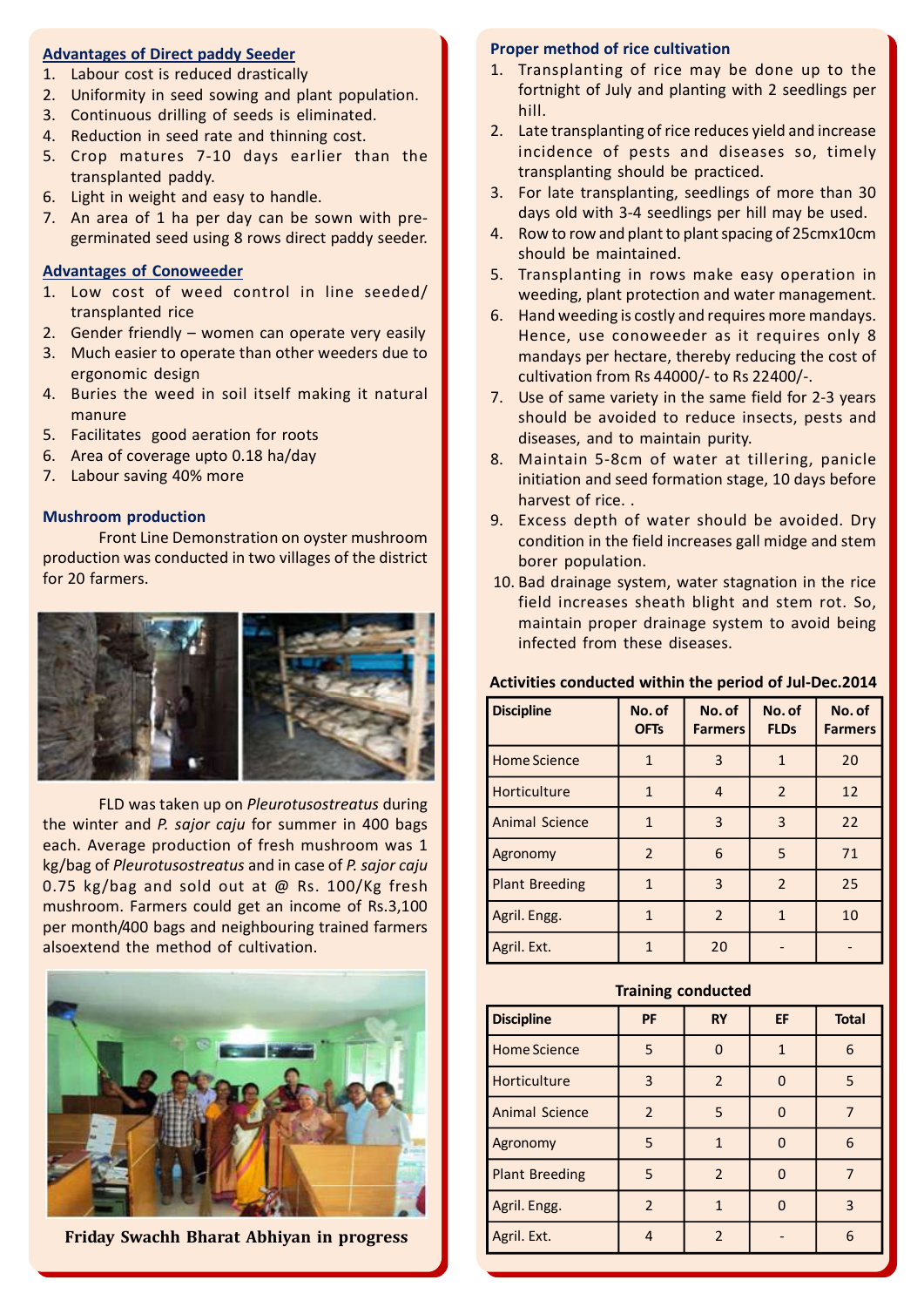## Advantages of Direct paddy Seeder

1. Labour cost is reduced drastically
2. Uniformity in seed sowing and plant population.
3. Continuous drilling of seeds is eliminated.
4. Reduction in seed rate and thinning cost.
5. Crop matures 7-10 days earlier than the transplanted paddy.
6. Light in weight and easy to handle.
7. An area of 1 ha per day can be sown with pre-germinated seed using 8 rows direct paddy seeder.

## Advantages of Conoweeder

1. Low cost of weed control in line seeded/ transplanted rice
2. Gender friendly – women can operate very easily
3. Much easier to operate than other weeders due to ergonomic design
4. Buries the weed in soil itself making it natural manure
5. Facilitates good aeration for roots
6. Area of coverage upto 0.18 ha/day
7. Labour saving 40% more

## Mushroom production

Front Line Demonstration on oyster mushroom production was conducted in two villages of the district for 20 farmers.

FLD was taken up on *Pleurotusostreatus* during the winter and *P. sajor caju* for summer in 400 bags each. Average production of fresh mushroom was 1 kg/bag of *Pleurotusostreatus* and in case of *P. sajor caju* 0.75 kg/bag and sold out at @ Rs. 100/Kg fresh mushroom. Farmers could get an income of Rs.3,100 per month/400 bags and neighbouring trained farmers alsoextend the method of cultivation.

**Friday Swachh Bharat Abhiyan in progress**

## Proper method of rice cultivation

1. Transplanting of rice may be done up to the fortnight of July and planting with 2 seedlings per hill.
2. Late transplanting of rice reduces yield and increase incidence of pests and diseases so, timely transplanting should be practiced.
3. For late transplanting, seedlings of more than 30 days old with 3-4 seedlings per hill may be used.
4. Row to row and plant to plant spacing of 25cmx10cm should be maintained.
5. Transplanting in rows make easy operation in weeding, plant protection and water management.
6. Hand weeding is costly and requires more mandays. Hence, use conoweeder as it requires only 8 mandays per hectare, thereby reducing the cost of cultivation from Rs 44000/- to Rs 22400/-.
7. Use of same variety in the same field for 2-3 years should be avoided to reduce insects, pests and diseases, and to maintain purity.
8. Maintain 5-8cm of water at tillering, panicle initiation and seed formation stage, 10 days before harvest of rice. .
9. Excess depth of water should be avoided. Dry condition in the field increases gall midge and stem borer population.
10. Bad drainage system, water stagnation in the rice field increases sheath blight and stem rot. So, maintain proper drainage system to avoid being infected from these diseases.

**Activities conducted within the period of Jul-Dec.2014**

| Discipline | No. of OFTs | No. of Farmers | No. of FLDs | No. of Farmers |
|---|---|---|---|---|
| Home Science | 1 | 3 | 1 | 20 |
| Horticulture | 1 | 4 | 2 | 12 |
| Animal Science | 1 | 3 | 3 | 22 |
| Agronomy | 2 | 6 | 5 | 71 |
| Plant Breeding | 1 | 3 | 2 | 25 |
| Agril. Engg. | 1 | 2 | 1 | 10 |
| Agril. Ext. | 1 | 20 | - | - |

**Training conducted**

| Discipline | PF | RY | EF | Total |
|---|---|---|---|---|
| Home Science | 5 | 0 | 1 | 6 |
| Horticulture | 3 | 2 | 0 | 5 |
| Animal Science | 2 | 5 | 0 | 7 |
| Agronomy | 5 | 1 | 0 | 6 |
| Plant Breeding | 5 | 2 | 0 | 7 |
| Agril. Engg. | 2 | 1 | 0 | 3 |
| Agril. Ext. | 4 | 2 | - | 6 |